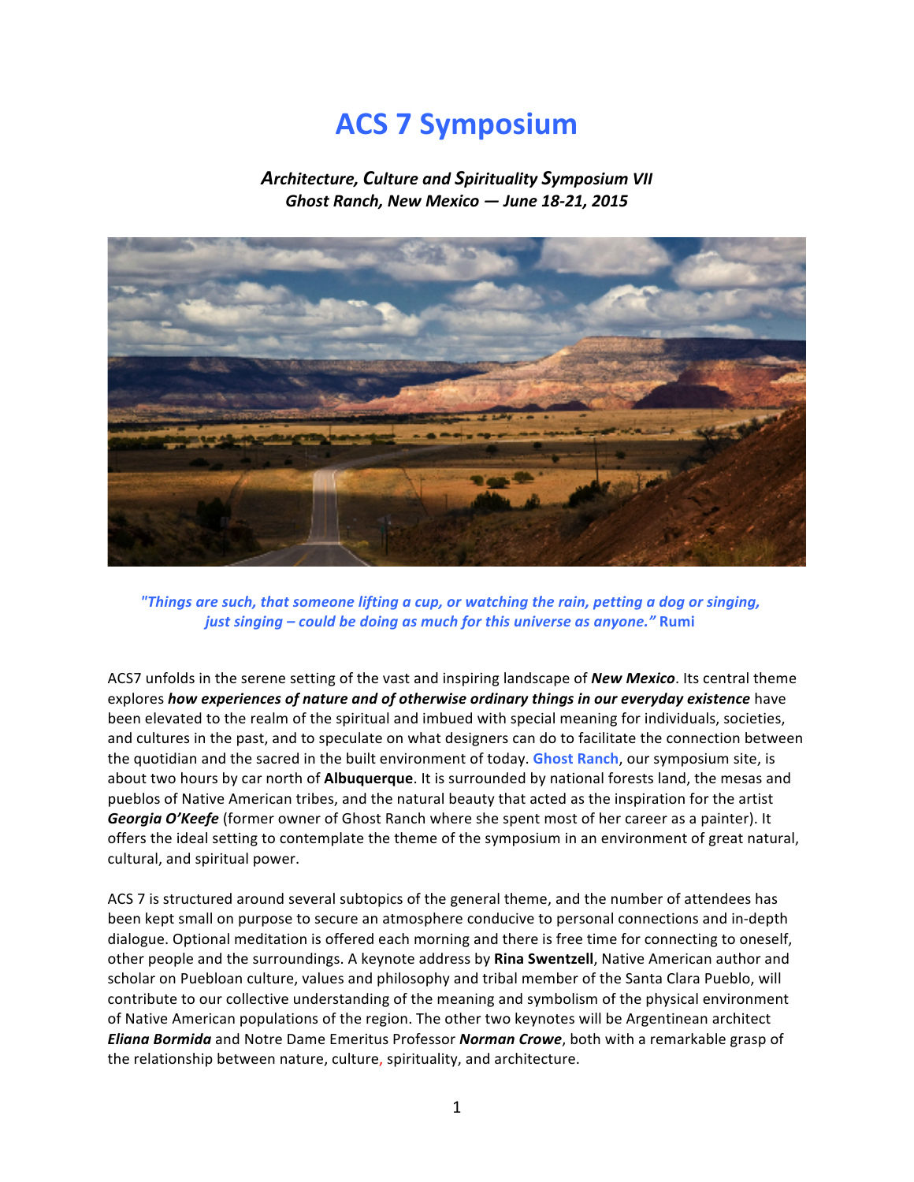# ACS 7 Symposium

***Architecture, Culture and Spirituality Symposium VII***
***Ghost Ranch, New Mexico — June 18-21, 2015***

*"Things are such, that someone lifting a cup, or watching the rain, petting a dog or singing, just singing – could be doing as much for this universe as anyone."* **Rumi**

ACS7 unfolds in the serene setting of the vast and inspiring landscape of ***New Mexico***. Its central theme explores ***how experiences of nature and of otherwise ordinary things in our everyday existence*** have been elevated to the realm of the spiritual and imbued with special meaning for individuals, societies, and cultures in the past, and to speculate on what designers can do to facilitate the connection between the quotidian and the sacred in the built environment of today. **Ghost Ranch**, our symposium site, is about two hours by car north of **Albuquerque**. It is surrounded by national forests land, the mesas and pueblos of Native American tribes, and the natural beauty that acted as the inspiration for the artist ***Georgia O'Keefe*** (former owner of Ghost Ranch where she spent most of her career as a painter). It offers the ideal setting to contemplate the theme of the symposium in an environment of great natural, cultural, and spiritual power.

ACS 7 is structured around several subtopics of the general theme, and the number of attendees has been kept small on purpose to secure an atmosphere conducive to personal connections and in-depth dialogue. Optional meditation is offered each morning and there is free time for connecting to oneself, other people and the surroundings. A keynote address by **Rina Swentzell**, Native American author and scholar on Puebloan culture, values and philosophy and tribal member of the Santa Clara Pueblo, will contribute to our collective understanding of the meaning and symbolism of the physical environment of Native American populations of the region. The other two keynotes will be Argentinean architect ***Eliana Bormida*** and Notre Dame Emeritus Professor ***Norman Crowe***, both with a remarkable grasp of the relationship between nature, culture, spirituality, and architecture.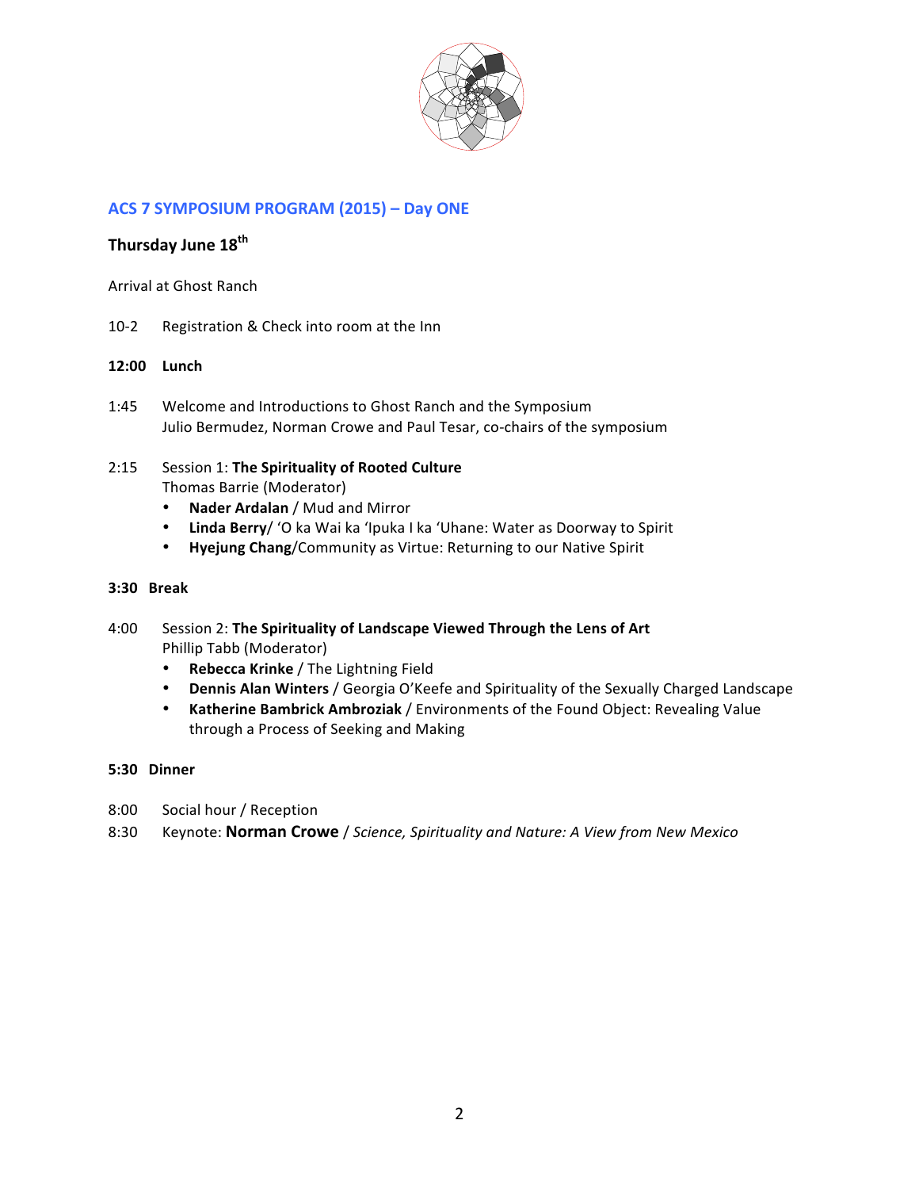## ACS 7 SYMPOSIUM PROGRAM (2015) – Day ONE

### Thursday June 18th

Arrival at Ghost Ranch

10-2 Registration & Check into room at the Inn

**12:00 Lunch**

1:45 Welcome and Introductions to Ghost Ranch and the Symposium
Julio Bermudez, Norman Crowe and Paul Tesar, co-chairs of the symposium

2:15 Session 1: **The Spirituality of Rooted Culture**
Thomas Barrie (Moderator)

- **Nader Ardalan** / Mud and Mirror
- **Linda Berry**/ ʻO ka Wai ka ʻIpuka I ka ʻUhane: Water as Doorway to Spirit
- **Hyejung Chang**/Community as Virtue: Returning to our Native Spirit

**3:30 Break**

4:00 Session 2: **The Spirituality of Landscape Viewed Through the Lens of Art**
Phillip Tabb (Moderator)

- **Rebecca Krinke** / The Lightning Field
- **Dennis Alan Winters** / Georgia O'Keefe and Spirituality of the Sexually Charged Landscape
- **Katherine Bambrick Ambroziak** / Environments of the Found Object: Revealing Value through a Process of Seeking and Making

**5:30 Dinner**

8:00 Social hour / Reception

8:30 Keynote: **Norman Crowe** / *Science, Spirituality and Nature: A View from New Mexico*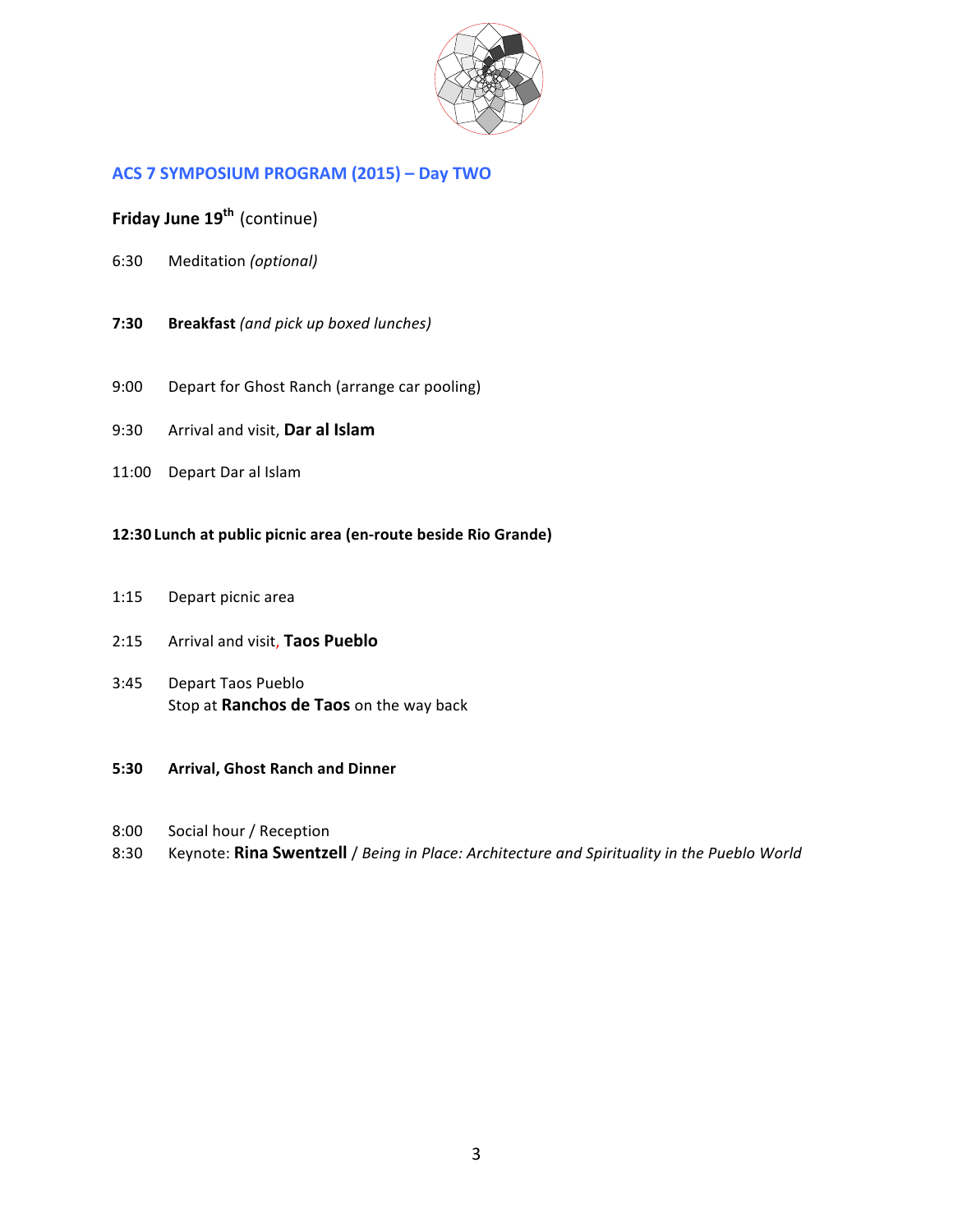## ACS 7 SYMPOSIUM PROGRAM (2015) – Day TWO

**Friday June 19th** (continue)

6:30 Meditation *(optional)*

**7:30 Breakfast** *(and pick up boxed lunches)*

9:00 Depart for Ghost Ranch (arrange car pooling)

9:30 Arrival and visit, **Dar al Islam**

11:00 Depart Dar al Islam

**12:30 Lunch at public picnic area (en-route beside Rio Grande)**

1:15 Depart picnic area

2:15 Arrival and visit, **Taos Pueblo**

3:45 Depart Taos Pueblo
Stop at **Ranchos de Taos** on the way back

**5:30 Arrival, Ghost Ranch and Dinner**

8:00 Social hour / Reception
8:30 Keynote: **Rina Swentzell** / *Being in Place: Architecture and Spirituality in the Pueblo World*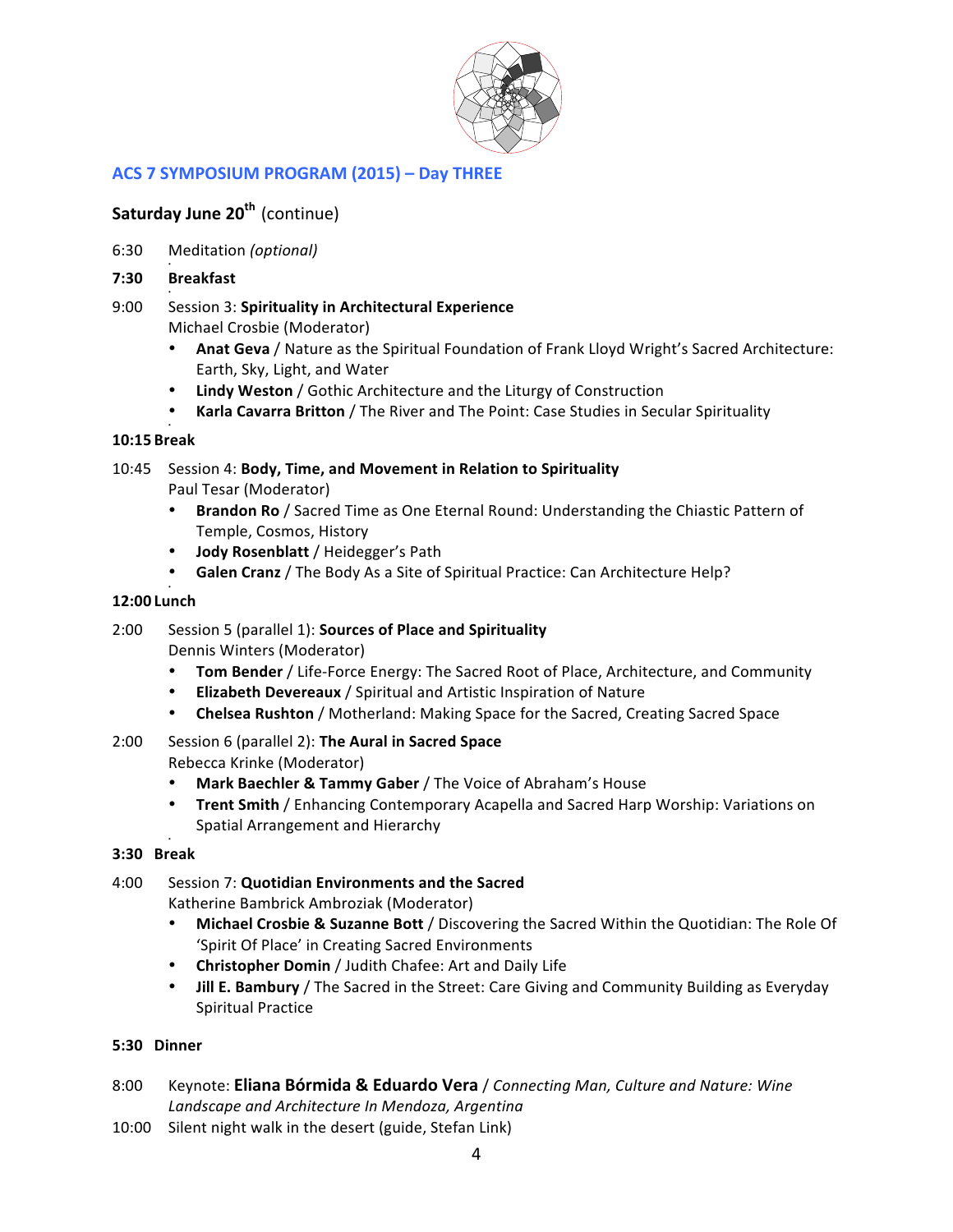## ACS 7 SYMPOSIUM PROGRAM (2015) – Day THREE

### Saturday June 20th (continue)

6:30 Meditation *(optional)*

**7:30 Breakfast**

9:00 Session 3: **Spirituality in Architectural Experience**
Michael Crosbie (Moderator)

- **Anat Geva** / Nature as the Spiritual Foundation of Frank Lloyd Wright's Sacred Architecture: Earth, Sky, Light, and Water
- **Lindy Weston** / Gothic Architecture and the Liturgy of Construction
- **Karla Cavarra Britton** / The River and The Point: Case Studies in Secular Spirituality

**10:15 Break**

10:45 Session 4: **Body, Time, and Movement in Relation to Spirituality**
Paul Tesar (Moderator)

- **Brandon Ro** / Sacred Time as One Eternal Round: Understanding the Chiastic Pattern of Temple, Cosmos, History
- **Jody Rosenblatt** / Heidegger's Path
- **Galen Cranz** / The Body As a Site of Spiritual Practice: Can Architecture Help?

**12:00 Lunch**

2:00 Session 5 (parallel 1): **Sources of Place and Spirituality**
Dennis Winters (Moderator)

- **Tom Bender** / Life-Force Energy: The Sacred Root of Place, Architecture, and Community
- **Elizabeth Devereaux** / Spiritual and Artistic Inspiration of Nature
- **Chelsea Rushton** / Motherland: Making Space for the Sacred, Creating Sacred Space

2:00 Session 6 (parallel 2): **The Aural in Sacred Space**
Rebecca Krinke (Moderator)

- **Mark Baechler & Tammy Gaber** / The Voice of Abraham's House
- **Trent Smith** / Enhancing Contemporary Acapella and Sacred Harp Worship: Variations on Spatial Arrangement and Hierarchy

**3:30 Break**

4:00 Session 7: **Quotidian Environments and the Sacred**
Katherine Bambrick Ambroziak (Moderator)

- **Michael Crosbie & Suzanne Bott** / Discovering the Sacred Within the Quotidian: The Role Of 'Spirit Of Place' in Creating Sacred Environments
- **Christopher Domin** / Judith Chafee: Art and Daily Life
- **Jill E. Bambury** / The Sacred in the Street: Care Giving and Community Building as Everyday Spiritual Practice

**5:30 Dinner**

8:00 Keynote: **Eliana Bórmida & Eduardo Vera** / *Connecting Man, Culture and Nature: Wine Landscape and Architecture In Mendoza, Argentina*

10:00 Silent night walk in the desert (guide, Stefan Link)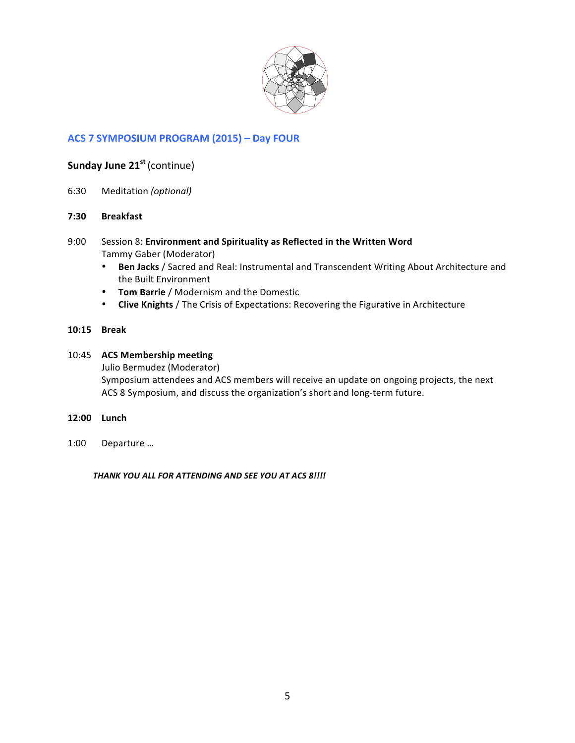## ACS 7 SYMPOSIUM PROGRAM (2015) – Day FOUR

**Sunday June 21st** (continue)

6:30 Meditation *(optional)*

**7:30 Breakfast**

9:00 Session 8: **Environment and Spirituality as Reflected in the Written Word**
Tammy Gaber (Moderator)

- **Ben Jacks** / Sacred and Real: Instrumental and Transcendent Writing About Architecture and the Built Environment
- **Tom Barrie** / Modernism and the Domestic
- **Clive Knights** / The Crisis of Expectations: Recovering the Figurative in Architecture

**10:15 Break**

10:45 **ACS Membership meeting**
Julio Bermudez (Moderator)
Symposium attendees and ACS members will receive an update on ongoing projects, the next ACS 8 Symposium, and discuss the organization's short and long-term future.

**12:00 Lunch**

1:00 Departure …

***THANK YOU ALL FOR ATTENDING AND SEE YOU AT ACS 8!!!!***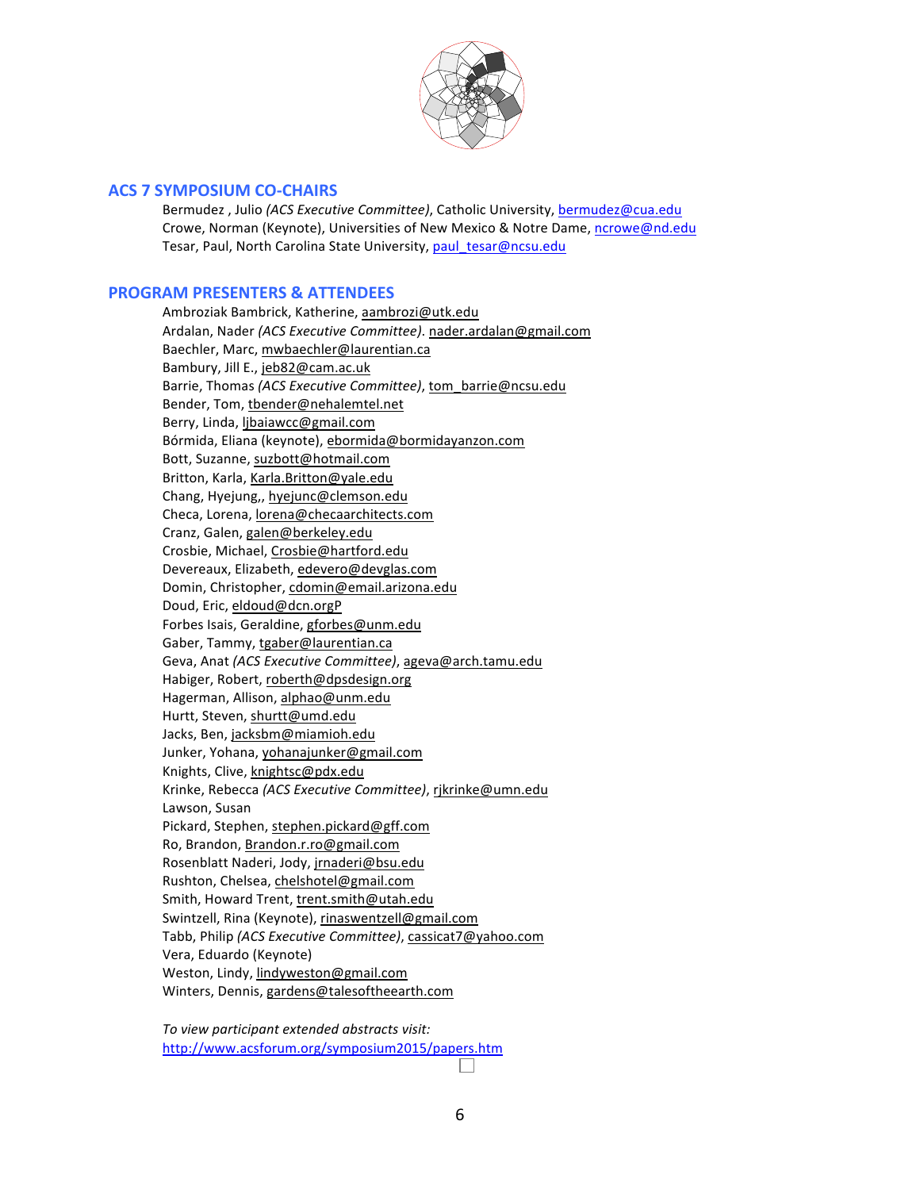## ACS 7 SYMPOSIUM CO-CHAIRS

Bermudez , Julio *(ACS Executive Committee)*, Catholic University, bermudez@cua.edu
Crowe, Norman (Keynote), Universities of New Mexico & Notre Dame, ncrowe@nd.edu
Tesar, Paul, North Carolina State University, paul_tesar@ncsu.edu

## PROGRAM PRESENTERS & ATTENDEES

Ambroziak Bambrick, Katherine, aambrozi@utk.edu
Ardalan, Nader *(ACS Executive Committee)*. nader.ardalan@gmail.com
Baechler, Marc, mwbaechler@laurentian.ca
Bambury, Jill E., jeb82@cam.ac.uk
Barrie, Thomas *(ACS Executive Committee)*, tom_barrie@ncsu.edu
Bender, Tom, tbender@nehalemtel.net
Berry, Linda, ljbaiawcc@gmail.com
Bórmida, Eliana (keynote), ebormida@bormidayanzon.com
Bott, Suzanne, suzbott@hotmail.com
Britton, Karla, Karla.Britton@yale.edu
Chang, Hyejung,, hyejunc@clemson.edu
Checa, Lorena, lorena@checaarchitects.com
Cranz, Galen, galen@berkeley.edu
Crosbie, Michael, Crosbie@hartford.edu
Devereaux, Elizabeth, edevero@devglas.com
Domin, Christopher, cdomin@email.arizona.edu
Doud, Eric, eldoud@dcn.orgP
Forbes Isais, Geraldine, gforbes@unm.edu
Gaber, Tammy, tgaber@laurentian.ca
Geva, Anat *(ACS Executive Committee)*, ageva@arch.tamu.edu
Habiger, Robert, roberth@dpsdesign.org
Hagerman, Allison, alphao@unm.edu
Hurtt, Steven, shurtt@umd.edu
Jacks, Ben, jacksbm@miamioh.edu
Junker, Yohana, yohanajunker@gmail.com
Knights, Clive, knightsc@pdx.edu
Krinke, Rebecca *(ACS Executive Committee)*, rjkrinke@umn.edu
Lawson, Susan
Pickard, Stephen, stephen.pickard@gff.com
Ro, Brandon, Brandon.r.ro@gmail.com
Rosenblatt Naderi, Jody, jrnaderi@bsu.edu
Rushton, Chelsea, chelshotel@gmail.com
Smith, Howard Trent, trent.smith@utah.edu
Swintzell, Rina (Keynote), rinaswentzell@gmail.com
Tabb, Philip *(ACS Executive Committee)*, cassicat7@yahoo.com
Vera, Eduardo (Keynote)
Weston, Lindy, lindyweston@gmail.com
Winters, Dennis, gardens@talesoftheearth.com

*To view participant extended abstracts visit:*
http://www.acsforum.org/symposium2015/papers.htm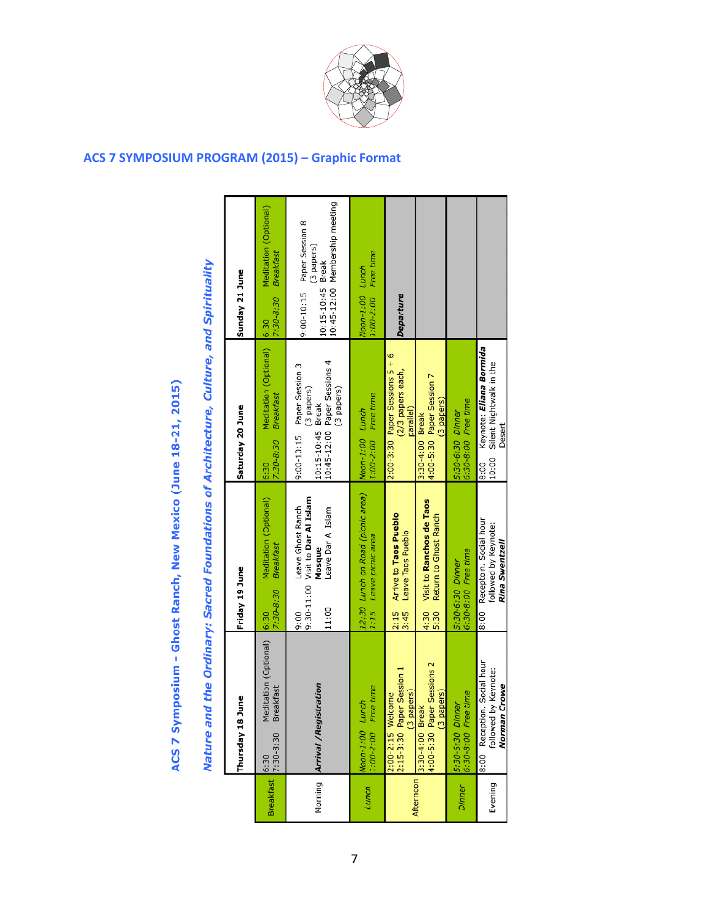## ACS 7 SYMPOSIUM PROGRAM (2015) – Graphic Format

# ACS 7 Symposium - Ghost Ranch, New Mexico (June 18-21, 2015)

## *Nature and the Ordinary: Sacred Foundations of Architecture, Culture, and Spirituality*

| | Thursday 18 June | Friday 19 June | Saturday 20 June | Sunday 21 June |
|---|---|---|---|---|
| Breakfast | 6:30 Meditation (Optional)<br>7:30-8:30 Breakfast | 6:30 Meditation (Optional)<br>*7:30-8:30 Breakfast* | 6:30 Meditation (Optional)<br>*7:30-8:30 Breakfast* | 6:30 Meditation (Optional)<br>*7:30-8:30 Breakfast* |
| Morning | ***Arrival /Registration*** | 9:00 Leave Ghost Ranch<br>9:30-11:00 Visit to **Dar Al Islam Mosque**<br>11:00 Leave Dar A Islam | 9:00-10:15 Paper Session 3 (3 papers)<br>10:15-10:45 Break<br>10:45-12:00 Paper Sessions 4 (3 papers) | 9:00-10:15 Paper Session 8 (3 papers)<br>10:15-10:45 Break<br>10:45-12:00 Membership meeting |
| *Lunch* | *Noon-1:00 Lunch*<br>*1:00-2:00 Free time* | *12:30 Lunch on Road (picnic area)*<br>*1:15 Leave picnic area* | *Noon-1:00 Lunch*<br>*1:00-2:00 Free time* | *Noon-1:00 Lunch*<br>*1:00-2:00 Free time* |
| Afternoon | 2:00-2:15 Welcome<br>2:15-3:30 Paper Session 1 (3 papers)<br>3:30-4:00 Break<br>4:00-5:30 Paper Sessions 2 (3 papers) | 2:15 Arrive to **Taos Pueblo**<br>3:45 Leave Taos Pueblo<br>4:30 Visit to **Ranchos de Taos**<br>5:30 Return to Ghost Ranch | 2:00-3:30 Paper Sessions 5 + 6 (2/3 papers each, parallel)<br>3:30-4:00 Break<br>4:00-5:30 Paper Session 7 (3 papers) | ***Departure*** |
| *Dinner* | *5:30-6:30 Dinner*<br>*6:30-8:00 Free time* | *5:30-6:30 Dinner*<br>*6:30-8:00 Free time* | *5:30-6:30 Dinner*<br>*6:30-8:00 Free time* | |
| Evening | 8:00 Reception. Social hour followed by Keynote: ***Norman Crowe*** | 8:00 Reception. Social hour followed by Keynote: ***Rina Swentzell*** | 8:00 Keynote: ***Eliana Bormida***<br>10:00 Silent Nightwalk in the Desert | |